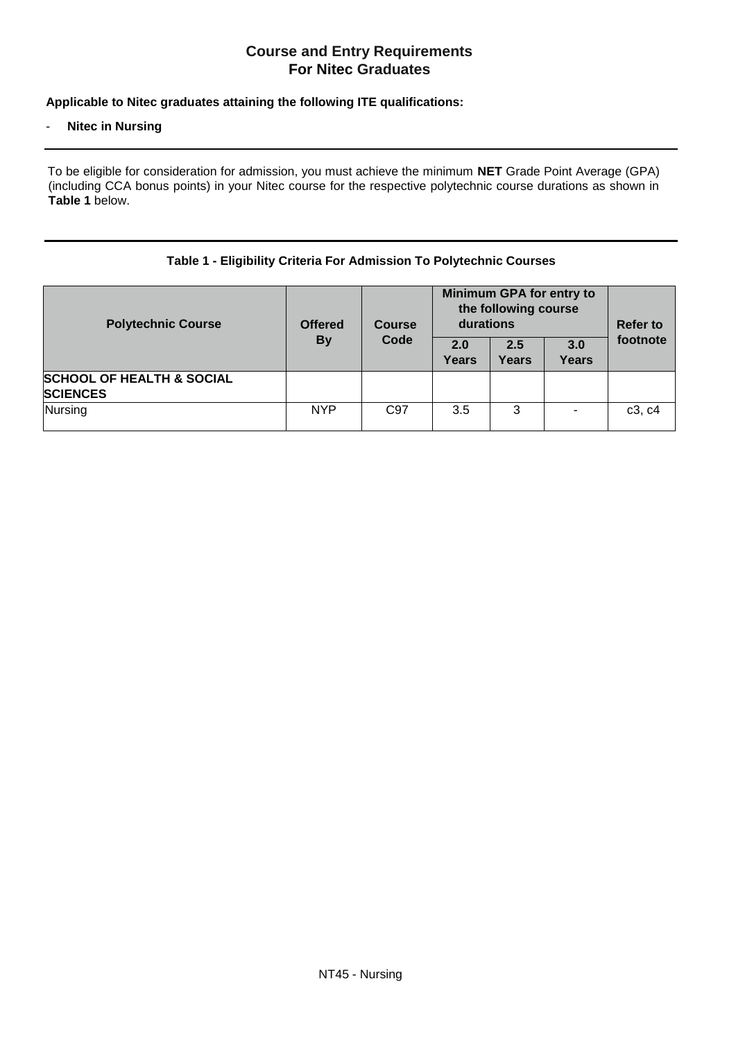# Course and Entry Requirements
# For Nitec Graduates

**Applicable to Nitec graduates attaining the following ITE qualifications:**

- **Nitec in Nursing**

---

To be eligible for consideration for admission, you must achieve the minimum **NET** Grade Point Average (GPA) (including CCA bonus points) in your Nitec course for the respective polytechnic course durations as shown in **Table 1** below.

---

**Table 1 - Eligibility Criteria For Admission To Polytechnic Courses**

| Polytechnic Course | Offered By | Course Code | Minimum GPA for entry to the following course durations | | | Refer to footnote |
|---|---|---|---|---|---|---|
| | | | 2.0 Years | 2.5 Years | 3.0 Years | |
| **SCHOOL OF HEALTH & SOCIAL SCIENCES** | | | | | | |
| Nursing | NYP | C97 | 3.5 | 3 | - | c3, c4 |

NT45 - Nursing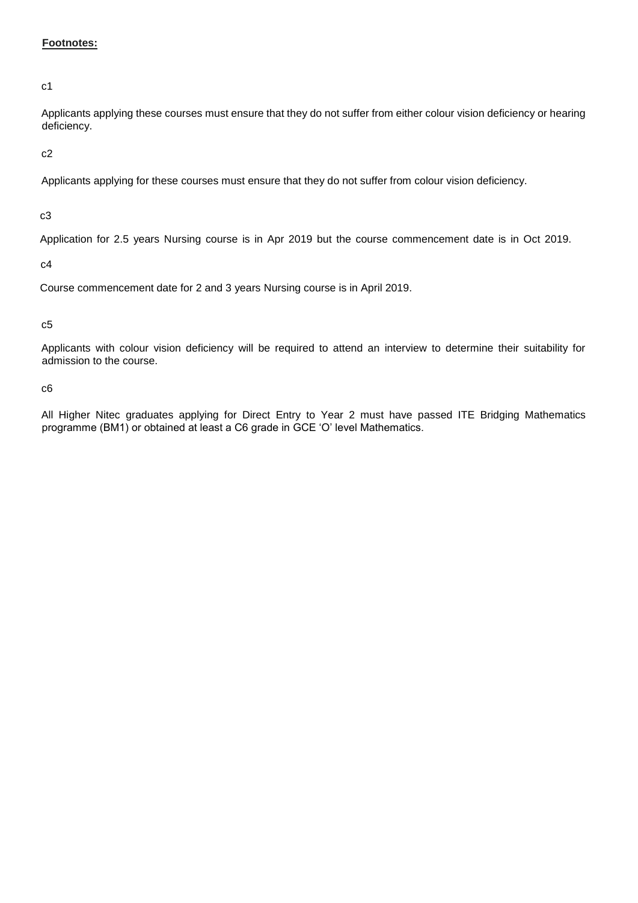**Footnotes:**

c1

Applicants applying these courses must ensure that they do not suffer from either colour vision deficiency or hearing deficiency.

c2

Applicants applying for these courses must ensure that they do not suffer from colour vision deficiency.

c3

Application for 2.5 years Nursing course is in Apr 2019 but the course commencement date is in Oct 2019.

c4

Course commencement date for 2 and 3 years Nursing course is in April 2019.

c5

Applicants with colour vision deficiency will be required to attend an interview to determine their suitability for admission to the course.

c6

All Higher Nitec graduates applying for Direct Entry to Year 2 must have passed ITE Bridging Mathematics programme (BM1) or obtained at least a C6 grade in GCE 'O' level Mathematics.